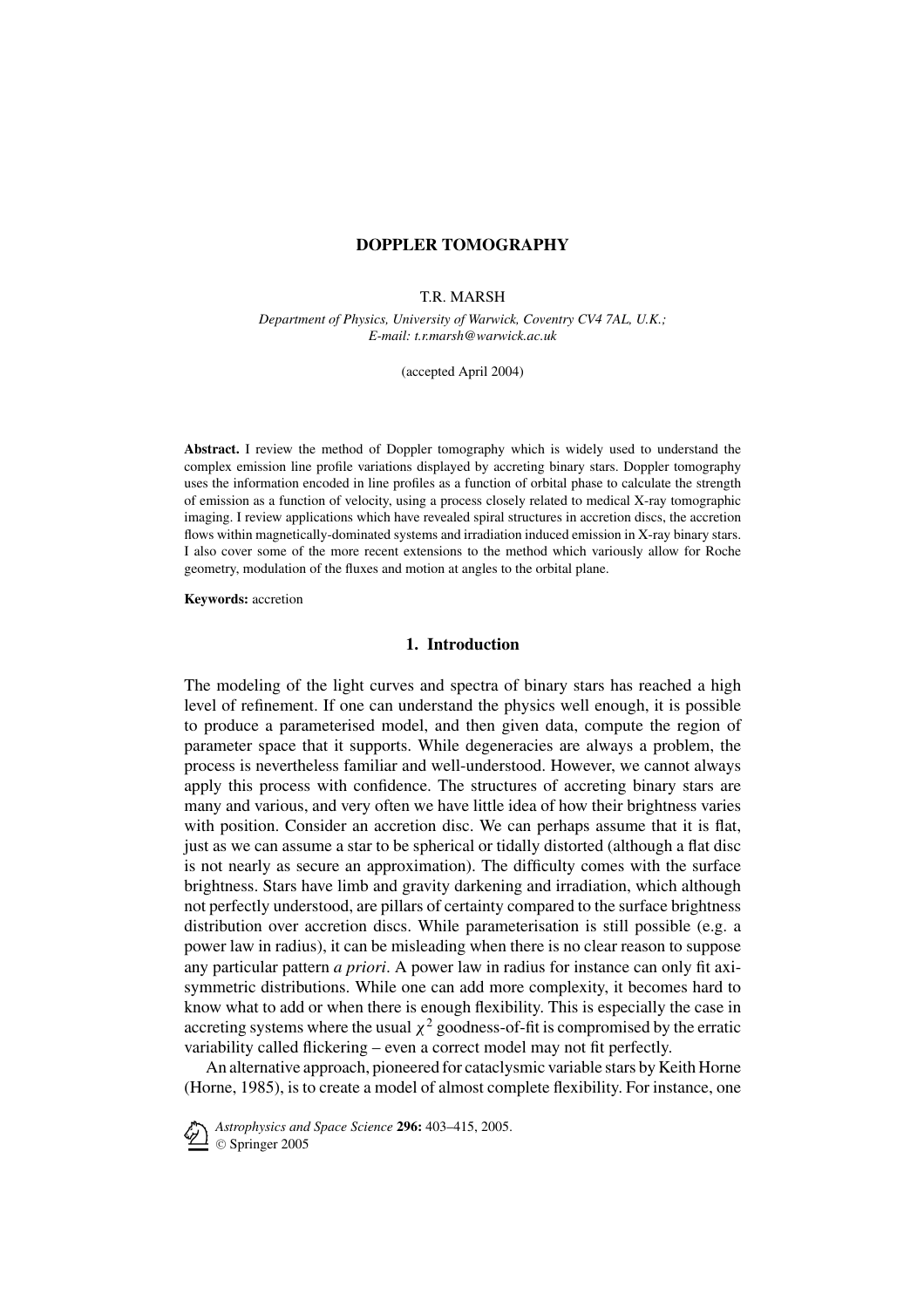# DOPPLER TOMOGRAPHY

T.R. MARSH

*Department of Physics, University of Warwick, Coventry CV4 7AL, U.K.; E-mail: t.r.marsh@warwick.ac.uk*

(accepted April 2004)

**Abstract.** I review the method of Doppler tomography which is widely used to understand the complex emission line profile variations displayed by accreting binary stars. Doppler tomography uses the information encoded in line profiles as a function of orbital phase to calculate the strength of emission as a function of velocity, using a process closely related to medical X-ray tomographic imaging. I review applications which have revealed spiral structures in accretion discs, the accretion flows within magnetically-dominated systems and irradiation induced emission in X-ray binary stars. I also cover some of the more recent extensions to the method which variously allow for Roche geometry, modulation of the fluxes and motion at angles to the orbital plane.

**Keywords:** accretion

## 1. Introduction

The modeling of the light curves and spectra of binary stars has reached a high level of refinement. If one can understand the physics well enough, it is possible to produce a parameterised model, and then given data, compute the region of parameter space that it supports. While degeneracies are always a problem, the process is nevertheless familiar and well-understood. However, we cannot always apply this process with confidence. The structures of accreting binary stars are many and various, and very often we have little idea of how their brightness varies with position. Consider an accretion disc. We can perhaps assume that it is flat, just as we can assume a star to be spherical or tidally distorted (although a flat disc is not nearly as secure an approximation). The difficulty comes with the surface brightness. Stars have limb and gravity darkening and irradiation, which although not perfectly understood, are pillars of certainty compared to the surface brightness distribution over accretion discs. While parameterisation is still possible (e.g. a power law in radius), it can be misleading when there is no clear reason to suppose any particular pattern *a priori*. A power law in radius for instance can only fit axi-symmetric distributions. While one can add more complexity, it becomes hard to know what to add or when there is enough flexibility. This is especially the case in accreting systems where the usual $\chi^2$ goodness-of-fit is compromised by the erratic variability called flickering – even a correct model may not fit perfectly.

An alternative approach, pioneered for cataclysmic variable stars by Keith Horne (Horne, 1985), is to create a model of almost complete flexibility. For instance, one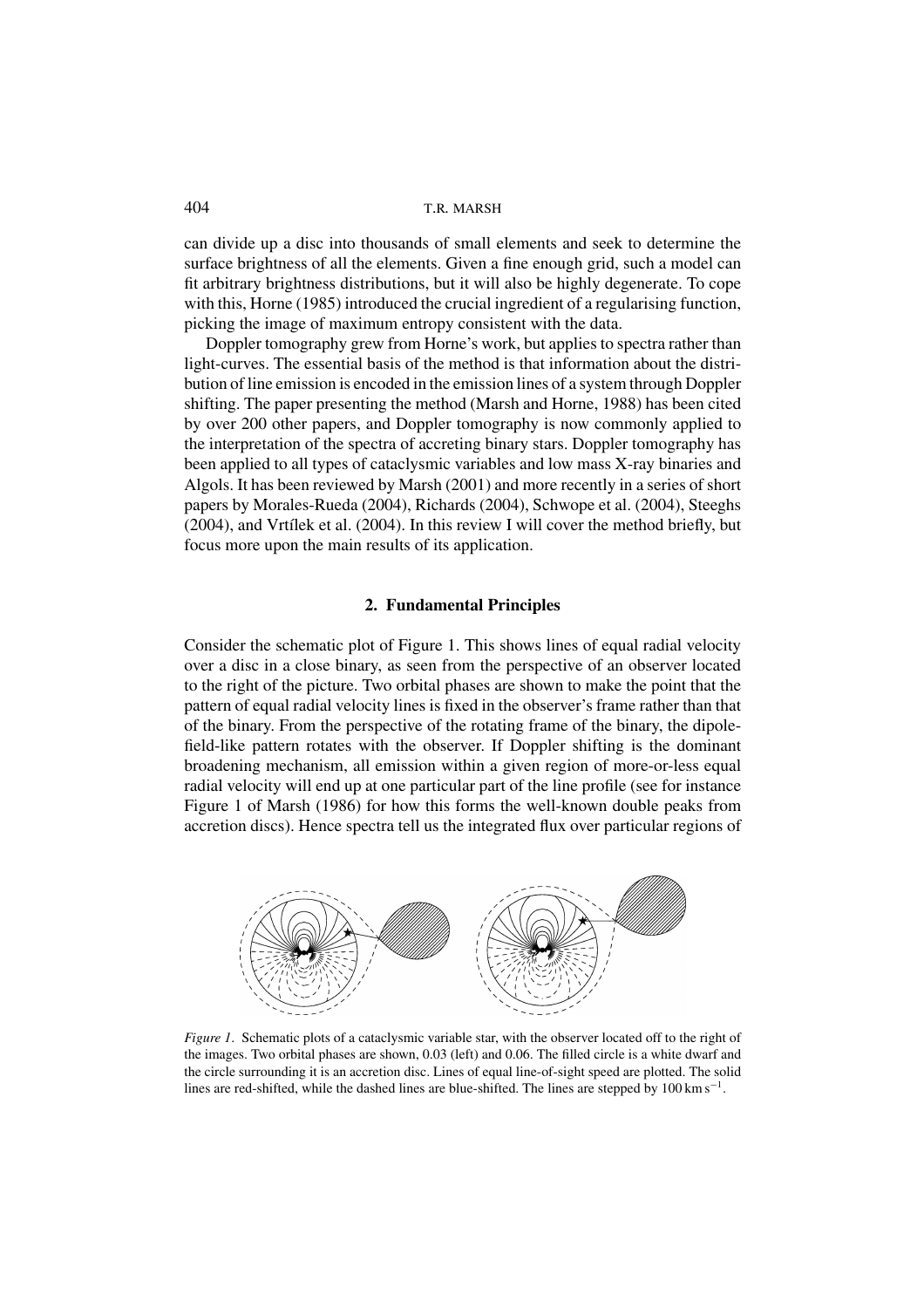can divide up a disc into thousands of small elements and seek to determine the surface brightness of all the elements. Given a fine enough grid, such a model can fit arbitrary brightness distributions, but it will also be highly degenerate. To cope with this, Horne (1985) introduced the crucial ingredient of a regularising function, picking the image of maximum entropy consistent with the data.

Doppler tomography grew from Horne's work, but applies to spectra rather than light-curves. The essential basis of the method is that information about the distribution of line emission is encoded in the emission lines of a system through Doppler shifting. The paper presenting the method (Marsh and Horne, 1988) has been cited by over 200 other papers, and Doppler tomography is now commonly applied to the interpretation of the spectra of accreting binary stars. Doppler tomography has been applied to all types of cataclysmic variables and low mass X-ray binaries and Algols. It has been reviewed by Marsh (2001) and more recently in a series of short papers by Morales-Rueda (2004), Richards (2004), Schwope et al. (2004), Steeghs (2004), and Vrtílek et al. (2004). In this review I will cover the method briefly, but focus more upon the main results of its application.

## 2. Fundamental Principles

Consider the schematic plot of Figure 1. This shows lines of equal radial velocity over a disc in a close binary, as seen from the perspective of an observer located to the right of the picture. Two orbital phases are shown to make the point that the pattern of equal radial velocity lines is fixed in the observer's frame rather than that of the binary. From the perspective of the rotating frame of the binary, the dipole-field-like pattern rotates with the observer. If Doppler shifting is the dominant broadening mechanism, all emission within a given region of more-or-less equal radial velocity will end up at one particular part of the line profile (see for instance Figure 1 of Marsh (1986) for how this forms the well-known double peaks from accretion discs). Hence spectra tell us the integrated flux over particular regions of

*Figure 1*. Schematic plots of a cataclysmic variable star, with the observer located off to the right of the images. Two orbital phases are shown, 0.03 (left) and 0.06. The filled circle is a white dwarf and the circle surrounding it is an accretion disc. Lines of equal line-of-sight speed are plotted. The solid lines are red-shifted, while the dashed lines are blue-shifted. The lines are stepped by $100\,\mathrm{km\,s^{-1}}$.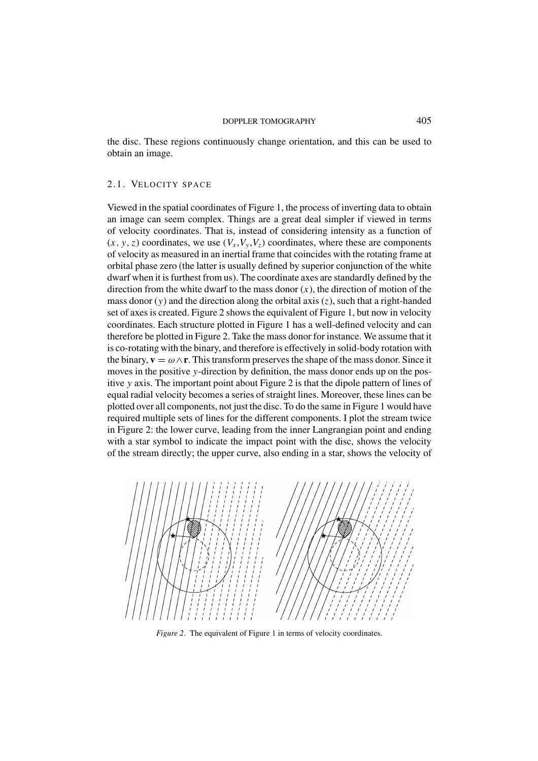the disc. These regions continuously change orientation, and this can be used to obtain an image.

## 2.1. Velocity Space

Viewed in the spatial coordinates of Figure 1, the process of inverting data to obtain an image can seem complex. Things are a great deal simpler if viewed in terms of velocity coordinates. That is, instead of considering intensity as a function of $(x, y, z)$ coordinates, we use $(V_x, V_y, V_z)$ coordinates, where these are components of velocity as measured in an inertial frame that coincides with the rotating frame at orbital phase zero (the latter is usually defined by superior conjunction of the white dwarf when it is furthest from us). The coordinate axes are standardly defined by the direction from the white dwarf to the mass donor $(x)$, the direction of motion of the mass donor $(y)$ and the direction along the orbital axis $(z)$, such that a right-handed set of axes is created. Figure 2 shows the equivalent of Figure 1, but now in velocity coordinates. Each structure plotted in Figure 1 has a well-defined velocity and can therefore be plotted in Figure 2. Take the mass donor for instance. We assume that it is co-rotating with the binary, and therefore is effectively in solid-body rotation with the binary, $\mathbf{v} = \omega \wedge \mathbf{r}$. This transform preserves the shape of the mass donor. Since it moves in the positive $y$-direction by definition, the mass donor ends up on the positive $y$ axis. The important point about Figure 2 is that the dipole pattern of lines of equal radial velocity becomes a series of straight lines. Moreover, these lines can be plotted over all components, not just the disc. To do the same in Figure 1 would have required multiple sets of lines for the different components. I plot the stream twice in Figure 2: the lower curve, leading from the inner Langrangian point and ending with a star symbol to indicate the impact point with the disc, shows the velocity of the stream directly; the upper curve, also ending in a star, shows the velocity of

*Figure 2*. The equivalent of Figure 1 in terms of velocity coordinates.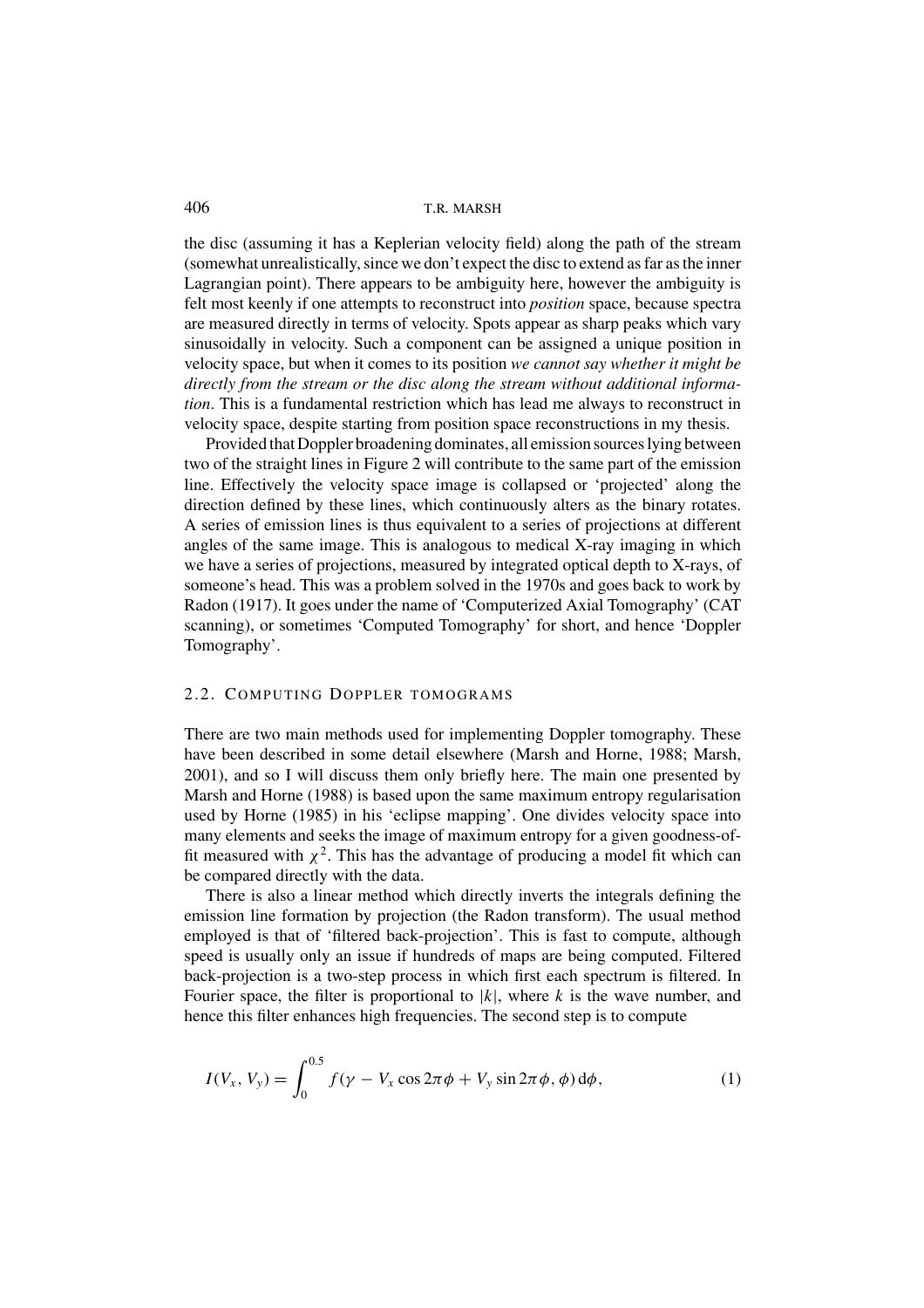the disc (assuming it has a Keplerian velocity field) along the path of the stream (somewhat unrealistically, since we don't expect the disc to extend as far as the inner Lagrangian point). There appears to be ambiguity here, however the ambiguity is felt most keenly if one attempts to reconstruct into *position* space, because spectra are measured directly in terms of velocity. Spots appear as sharp peaks which vary sinusoidally in velocity. Such a component can be assigned a unique position in velocity space, but when it comes to its position *we cannot say whether it might be directly from the stream or the disc along the stream without additional information*. This is a fundamental restriction which has lead me always to reconstruct in velocity space, despite starting from position space reconstructions in my thesis.

Provided that Doppler broadening dominates, all emission sources lying between two of the straight lines in Figure 2 will contribute to the same part of the emission line. Effectively the velocity space image is collapsed or 'projected' along the direction defined by these lines, which continuously alters as the binary rotates. A series of emission lines is thus equivalent to a series of projections at different angles of the same image. This is analogous to medical X-ray imaging in which we have a series of projections, measured by integrated optical depth to X-rays, of someone's head. This was a problem solved in the 1970s and goes back to work by Radon (1917). It goes under the name of 'Computerized Axial Tomography' (CAT scanning), or sometimes 'Computed Tomography' for short, and hence 'Doppler Tomography'.

### 2.2. Computing Doppler tomograms

There are two main methods used for implementing Doppler tomography. These have been described in some detail elsewhere (Marsh and Horne, 1988; Marsh, 2001), and so I will discuss them only briefly here. The main one presented by Marsh and Horne (1988) is based upon the same maximum entropy regularisation used by Horne (1985) in his 'eclipse mapping'. One divides velocity space into many elements and seeks the image of maximum entropy for a given goodness-of-fit measured with $\chi^2$. This has the advantage of producing a model fit which can be compared directly with the data.

There is also a linear method which directly inverts the integrals defining the emission line formation by projection (the Radon transform). The usual method employed is that of 'filtered back-projection'. This is fast to compute, although speed is usually only an issue if hundreds of maps are being computed. Filtered back-projection is a two-step process in which first each spectrum is filtered. In Fourier space, the filter is proportional to $|k|$, where $k$ is the wave number, and hence this filter enhances high frequencies. The second step is to compute

$$I(V_x, V_y) = \int_0^{0.5} f(\gamma - V_x \cos 2\pi\phi + V_y \sin 2\pi\phi, \phi)\, \mathrm{d}\phi, \tag{1}$$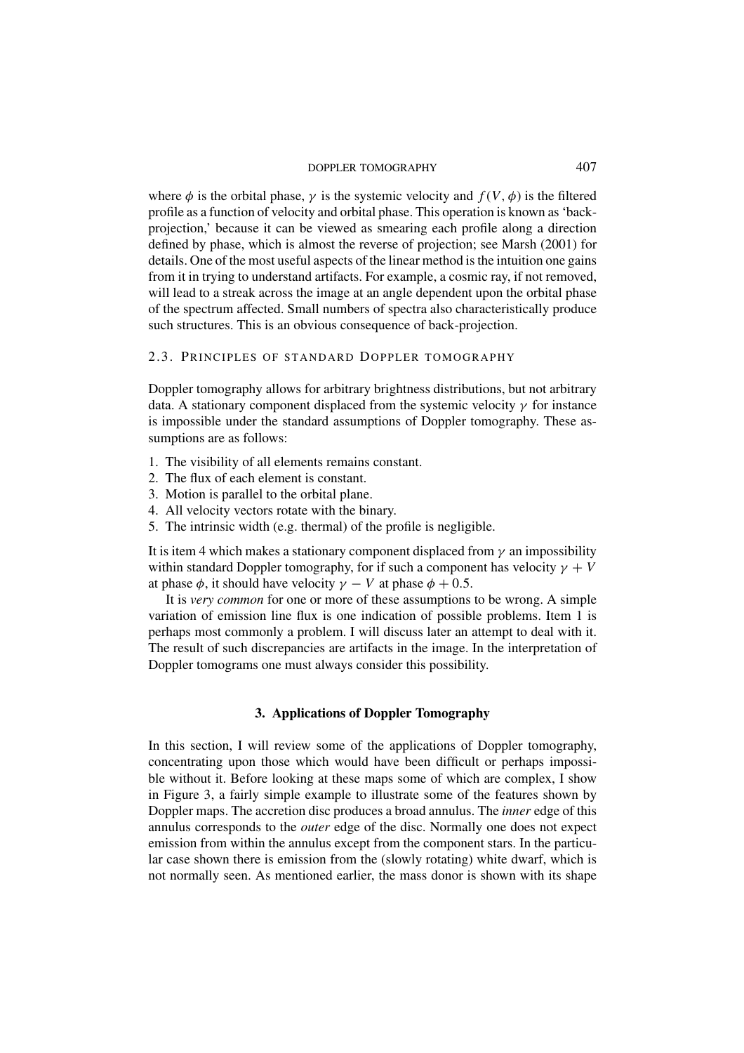where $\phi$ is the orbital phase, $\gamma$ is the systemic velocity and $f(V, \phi)$ is the filtered profile as a function of velocity and orbital phase. This operation is known as 'back-projection,' because it can be viewed as smearing each profile along a direction defined by phase, which is almost the reverse of projection; see Marsh (2001) for details. One of the most useful aspects of the linear method is the intuition one gains from it in trying to understand artifacts. For example, a cosmic ray, if not removed, will lead to a streak across the image at an angle dependent upon the orbital phase of the spectrum affected. Small numbers of spectra also characteristically produce such structures. This is an obvious consequence of back-projection.

### 2.3. Principles of standard Doppler tomography

Doppler tomography allows for arbitrary brightness distributions, but not arbitrary data. A stationary component displaced from the systemic velocity $\gamma$ for instance is impossible under the standard assumptions of Doppler tomography. These assumptions are as follows:

1. The visibility of all elements remains constant.
2. The flux of each element is constant.
3. Motion is parallel to the orbital plane.
4. All velocity vectors rotate with the binary.
5. The intrinsic width (e.g. thermal) of the profile is negligible.

It is item 4 which makes a stationary component displaced from $\gamma$ an impossibility within standard Doppler tomography, for if such a component has velocity $\gamma + V$ at phase $\phi$, it should have velocity $\gamma - V$ at phase $\phi + 0.5$.

It is *very common* for one or more of these assumptions to be wrong. A simple variation of emission line flux is one indication of possible problems. Item 1 is perhaps most commonly a problem. I will discuss later an attempt to deal with it. The result of such discrepancies are artifacts in the image. In the interpretation of Doppler tomograms one must always consider this possibility.

## 3. Applications of Doppler Tomography

In this section, I will review some of the applications of Doppler tomography, concentrating upon those which would have been difficult or perhaps impossible without it. Before looking at these maps some of which are complex, I show in Figure 3, a fairly simple example to illustrate some of the features shown by Doppler maps. The accretion disc produces a broad annulus. The *inner* edge of this annulus corresponds to the *outer* edge of the disc. Normally one does not expect emission from within the annulus except from the component stars. In the particular case shown there is emission from the (slowly rotating) white dwarf, which is not normally seen. As mentioned earlier, the mass donor is shown with its shape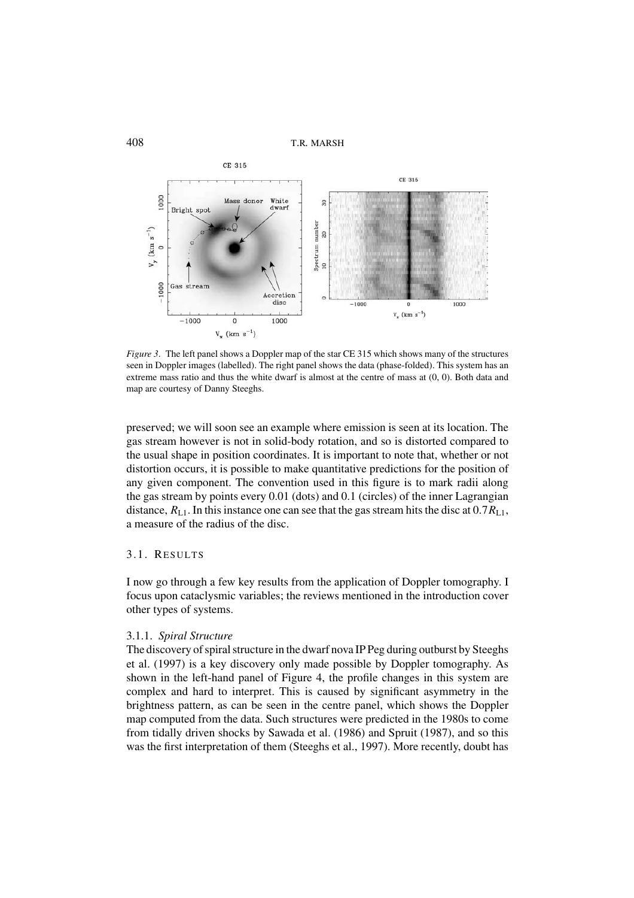*Figure 3*. The left panel shows a Doppler map of the star CE 315 which shows many of the structures seen in Doppler images (labelled). The right panel shows the data (phase-folded). This system has an extreme mass ratio and thus the white dwarf is almost at the centre of mass at (0, 0). Both data and map are courtesy of Danny Steeghs.

preserved; we will soon see an example where emission is seen at its location. The gas stream however is not in solid-body rotation, and so is distorted compared to the usual shape in position coordinates. It is important to note that, whether or not distortion occurs, it is possible to make quantitative predictions for the position of any given component. The convention used in this figure is to mark radii along the gas stream by points every 0.01 (dots) and 0.1 (circles) of the inner Lagrangian distance, $R_{L1}$. In this instance one can see that the gas stream hits the disc at $0.7R_{L1}$, a measure of the radius of the disc.

### 3.1. Results

I now go through a few key results from the application of Doppler tomography. I focus upon cataclysmic variables; the reviews mentioned in the introduction cover other types of systems.

#### 3.1.1. *Spiral Structure*

The discovery of spiral structure in the dwarf nova IP Peg during outburst by Steeghs et al. (1997) is a key discovery only made possible by Doppler tomography. As shown in the left-hand panel of Figure 4, the profile changes in this system are complex and hard to interpret. This is caused by significant asymmetry in the brightness pattern, as can be seen in the centre panel, which shows the Doppler map computed from the data. Such structures were predicted in the 1980s to come from tidally driven shocks by Sawada et al. (1986) and Spruit (1987), and so this was the first interpretation of them (Steeghs et al., 1997). More recently, doubt has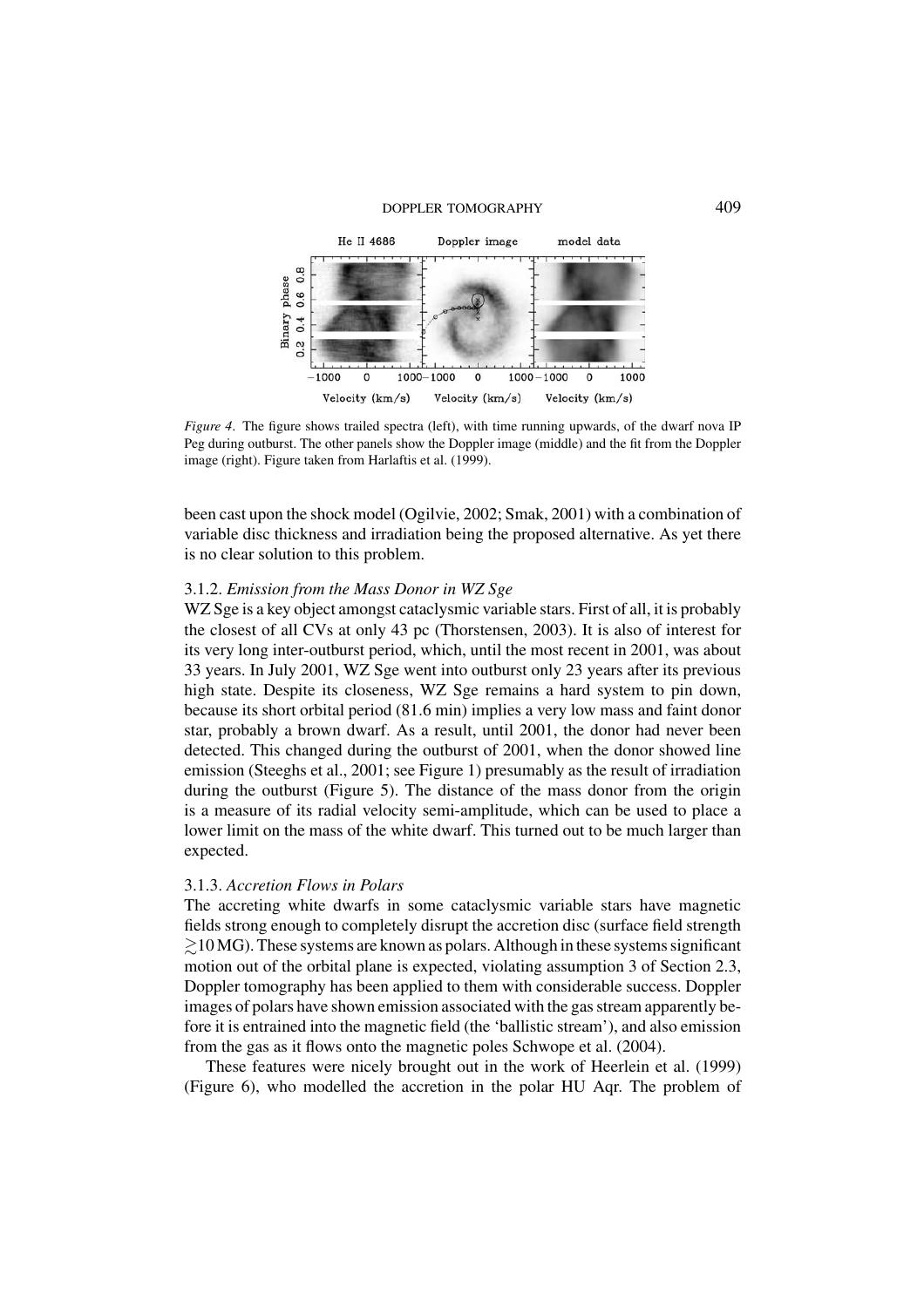*Figure 4*. The figure shows trailed spectra (left), with time running upwards, of the dwarf nova IP Peg during outburst. The other panels show the Doppler image (middle) and the fit from the Doppler image (right). Figure taken from Harlaftis et al. (1999).

been cast upon the shock model (Ogilvie, 2002; Smak, 2001) with a combination of variable disc thickness and irradiation being the proposed alternative. As yet there is no clear solution to this problem.

#### 3.1.2. *Emission from the Mass Donor in WZ Sge*

WZ Sge is a key object amongst cataclysmic variable stars. First of all, it is probably the closest of all CVs at only 43 pc (Thorstensen, 2003). It is also of interest for its very long inter-outburst period, which, until the most recent in 2001, was about 33 years. In July 2001, WZ Sge went into outburst only 23 years after its previous high state. Despite its closeness, WZ Sge remains a hard system to pin down, because its short orbital period (81.6 min) implies a very low mass and faint donor star, probably a brown dwarf. As a result, until 2001, the donor had never been detected. This changed during the outburst of 2001, when the donor showed line emission (Steeghs et al., 2001; see Figure 1) presumably as the result of irradiation during the outburst (Figure 5). The distance of the mass donor from the origin is a measure of its radial velocity semi-amplitude, which can be used to place a lower limit on the mass of the white dwarf. This turned out to be much larger than expected.

#### 3.1.3. *Accretion Flows in Polars*

The accreting white dwarfs in some cataclysmic variable stars have magnetic fields strong enough to completely disrupt the accretion disc (surface field strength $\gtrsim$10 MG). These systems are known as polars. Although in these systems significant motion out of the orbital plane is expected, violating assumption 3 of Section 2.3, Doppler tomography has been applied to them with considerable success. Doppler images of polars have shown emission associated with the gas stream apparently before it is entrained into the magnetic field (the 'ballistic stream'), and also emission from the gas as it flows onto the magnetic poles Schwope et al. (2004).

These features were nicely brought out in the work of Heerlein et al. (1999) (Figure 6), who modelled the accretion in the polar HU Aqr. The problem of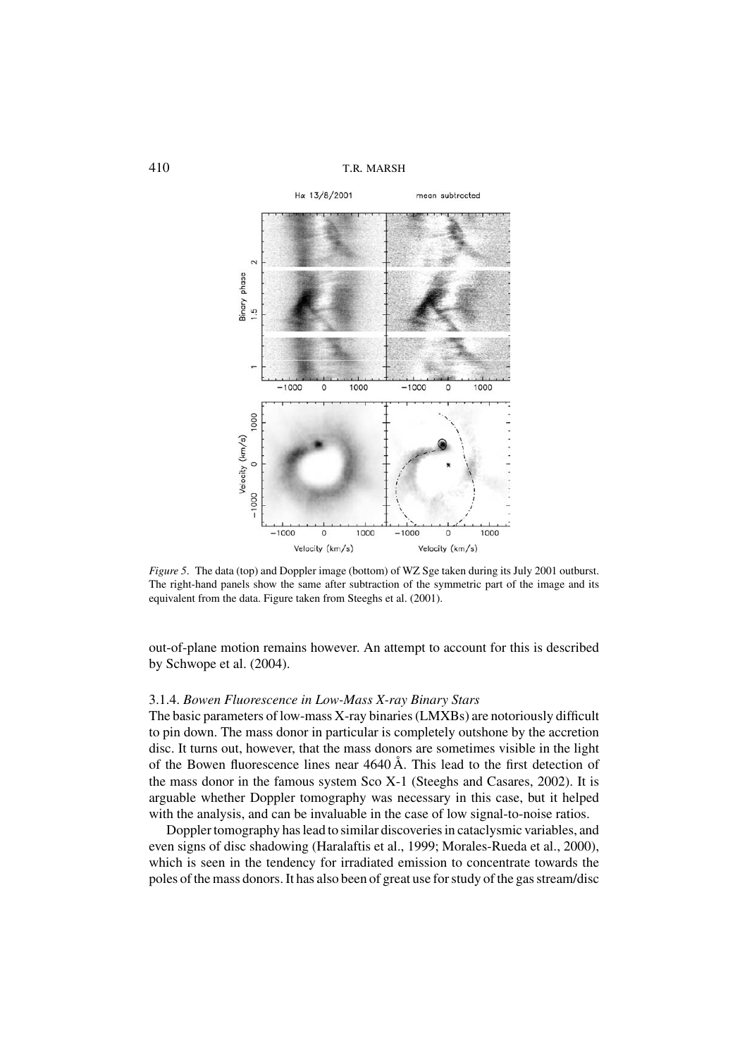*Figure 5*. The data (top) and Doppler image (bottom) of WZ Sge taken during its July 2001 outburst. The right-hand panels show the same after subtraction of the symmetric part of the image and its equivalent from the data. Figure taken from Steeghs et al. (2001).

out-of-plane motion remains however. An attempt to account for this is described by Schwope et al. (2004).

#### 3.1.4. *Bowen Fluorescence in Low-Mass X-ray Binary Stars*

The basic parameters of low-mass X-ray binaries (LMXBs) are notoriously difficult to pin down. The mass donor in particular is completely outshone by the accretion disc. It turns out, however, that the mass donors are sometimes visible in the light of the Bowen fluorescence lines near 4640 Å. This lead to the first detection of the mass donor in the famous system Sco X-1 (Steeghs and Casares, 2002). It is arguable whether Doppler tomography was necessary in this case, but it helped with the analysis, and can be invaluable in the case of low signal-to-noise ratios.

Doppler tomography has lead to similar discoveries in cataclysmic variables, and even signs of disc shadowing (Haralaftis et al., 1999; Morales-Rueda et al., 2000), which is seen in the tendency for irradiated emission to concentrate towards the poles of the mass donors. It has also been of great use for study of the gas stream/disc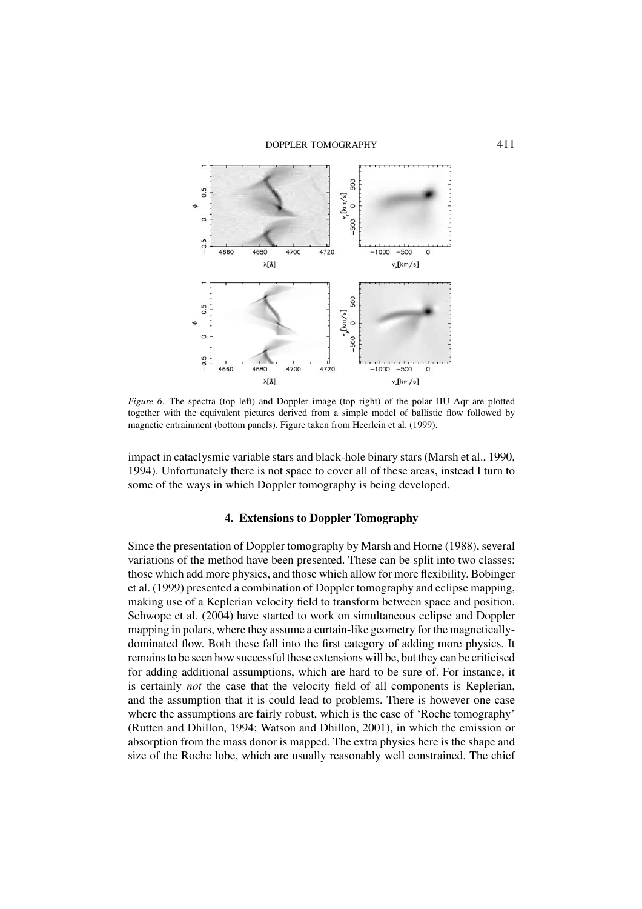*Figure 6*. The spectra (top left) and Doppler image (top right) of the polar HU Aqr are plotted together with the equivalent pictures derived from a simple model of ballistic flow followed by magnetic entrainment (bottom panels). Figure taken from Heerlein et al. (1999).

impact in cataclysmic variable stars and black-hole binary stars (Marsh et al., 1990, 1994). Unfortunately there is not space to cover all of these areas, instead I turn to some of the ways in which Doppler tomography is being developed.

## 4. Extensions to Doppler Tomography

Since the presentation of Doppler tomography by Marsh and Horne (1988), several variations of the method have been presented. These can be split into two classes: those which add more physics, and those which allow for more flexibility. Bobinger et al. (1999) presented a combination of Doppler tomography and eclipse mapping, making use of a Keplerian velocity field to transform between space and position. Schwope et al. (2004) have started to work on simultaneous eclipse and Doppler mapping in polars, where they assume a curtain-like geometry for the magnetically-dominated flow. Both these fall into the first category of adding more physics. It remains to be seen how successful these extensions will be, but they can be criticised for adding additional assumptions, which are hard to be sure of. For instance, it is certainly *not* the case that the velocity field of all components is Keplerian, and the assumption that it is could lead to problems. There is however one case where the assumptions are fairly robust, which is the case of 'Roche tomography' (Rutten and Dhillon, 1994; Watson and Dhillon, 2001), in which the emission or absorption from the mass donor is mapped. The extra physics here is the shape and size of the Roche lobe, which are usually reasonably well constrained. The chief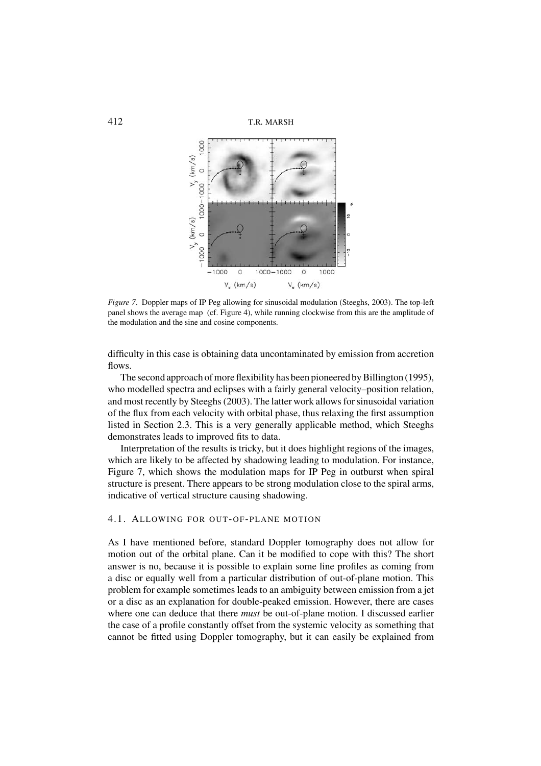*Figure 7*. Doppler maps of IP Peg allowing for sinusoidal modulation (Steeghs, 2003). The top-left panel shows the average map (cf. Figure 4), while running clockwise from this are the amplitude of the modulation and the sine and cosine components.

difficulty in this case is obtaining data uncontaminated by emission from accretion flows.

The second approach of more flexibility has been pioneered by Billington (1995), who modelled spectra and eclipses with a fairly general velocity–position relation, and most recently by Steeghs (2003). The latter work allows for sinusoidal variation of the flux from each velocity with orbital phase, thus relaxing the first assumption listed in Section 2.3. This is a very generally applicable method, which Steeghs demonstrates leads to improved fits to data.

Interpretation of the results is tricky, but it does highlight regions of the images, which are likely to be affected by shadowing leading to modulation. For instance, Figure 7, which shows the modulation maps for IP Peg in outburst when spiral structure is present. There appears to be strong modulation close to the spiral arms, indicative of vertical structure causing shadowing.

### 4.1. Allowing for out-of-plane motion

As I have mentioned before, standard Doppler tomography does not allow for motion out of the orbital plane. Can it be modified to cope with this? The short answer is no, because it is possible to explain some line profiles as coming from a disc or equally well from a particular distribution of out-of-plane motion. This problem for example sometimes leads to an ambiguity between emission from a jet or a disc as an explanation for double-peaked emission. However, there are cases where one can deduce that there *must* be out-of-plane motion. I discussed earlier the case of a profile constantly offset from the systemic velocity as something that cannot be fitted using Doppler tomography, but it can easily be explained from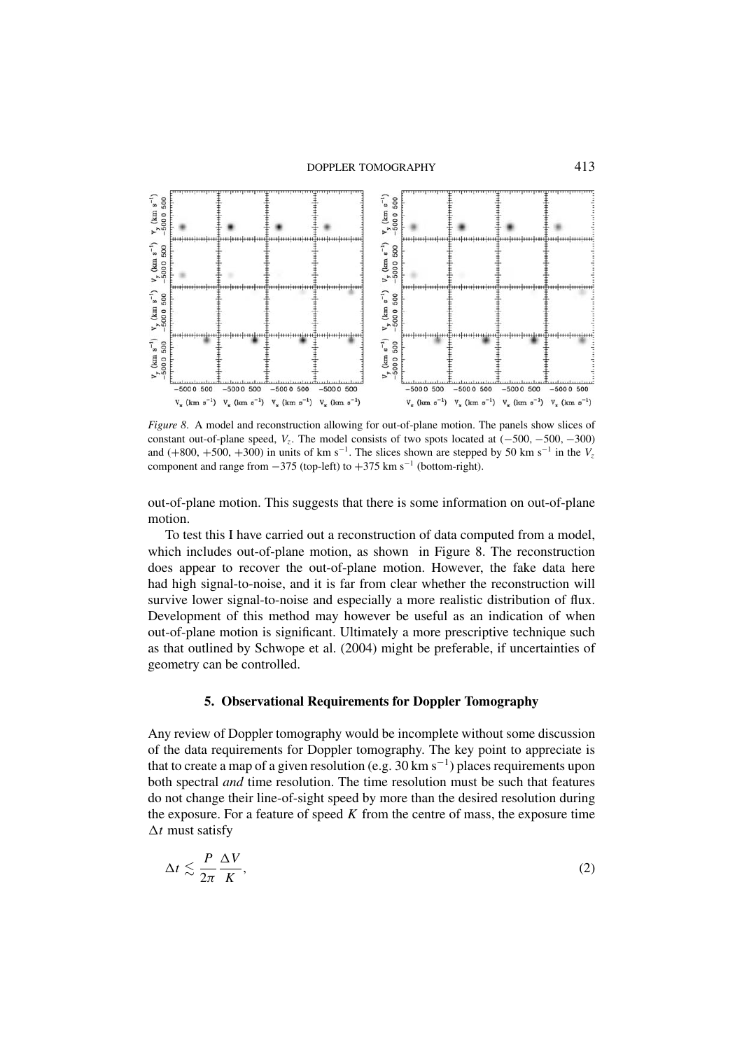*Figure 8*. A model and reconstruction allowing for out-of-plane motion. The panels show slices of constant out-of-plane speed, $V_z$. The model consists of two spots located at $(-500, -500, -300)$ and $(+800, +500, +300)$ in units of km s$^{-1}$. The slices shown are stepped by 50 km s$^{-1}$ in the $V_z$ component and range from $-375$ (top-left) to $+375$ km s$^{-1}$ (bottom-right).

out-of-plane motion. This suggests that there is some information on out-of-plane motion.

To test this I have carried out a reconstruction of data computed from a model, which includes out-of-plane motion, as shown in Figure 8. The reconstruction does appear to recover the out-of-plane motion. However, the fake data here had high signal-to-noise, and it is far from clear whether the reconstruction will survive lower signal-to-noise and especially a more realistic distribution of flux. Development of this method may however be useful as an indication of when out-of-plane motion is significant. Ultimately a more prescriptive technique such as that outlined by Schwope et al. (2004) might be preferable, if uncertainties of geometry can be controlled.

## 5. Observational Requirements for Doppler Tomography

Any review of Doppler tomography would be incomplete without some discussion of the data requirements for Doppler tomography. The key point to appreciate is that to create a map of a given resolution (e.g. 30 km s$^{-1}$) places requirements upon both spectral *and* time resolution. The time resolution must be such that features do not change their line-of-sight speed by more than the desired resolution during the exposure. For a feature of speed $K$ from the centre of mass, the exposure time $\Delta t$ must satisfy

$$\Delta t \lesssim \frac{P}{2\pi} \frac{\Delta V}{K}, \tag{2}$$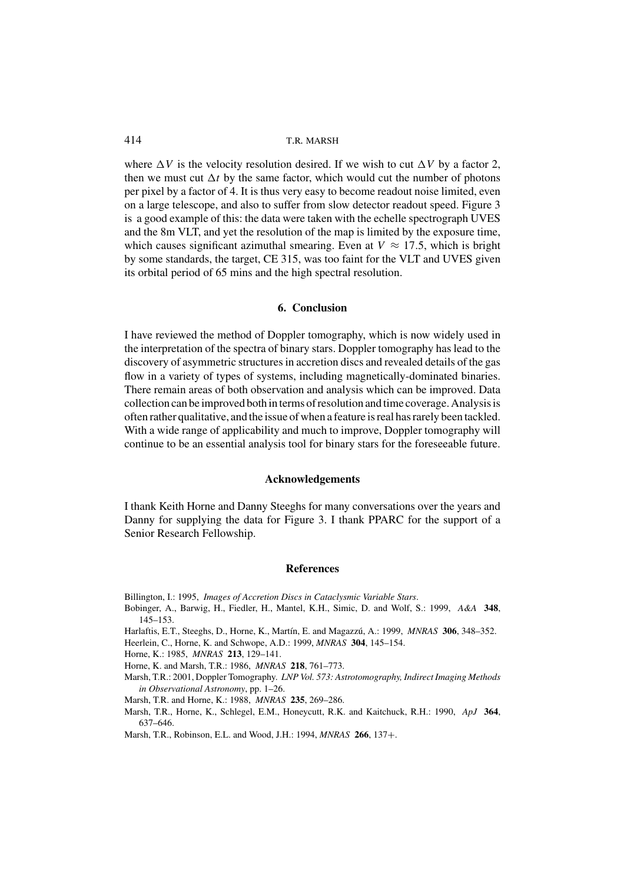where $\Delta V$ is the velocity resolution desired. If we wish to cut $\Delta V$ by a factor 2, then we must cut $\Delta t$ by the same factor, which would cut the number of photons per pixel by a factor of 4. It is thus very easy to become readout noise limited, even on a large telescope, and also to suffer from slow detector readout speed. Figure 3 is a good example of this: the data were taken with the echelle spectrograph UVES and the 8m VLT, and yet the resolution of the map is limited by the exposure time, which causes significant azimuthal smearing. Even at $V \approx 17.5$, which is bright by some standards, the target, CE 315, was too faint for the VLT and UVES given its orbital period of 65 mins and the high spectral resolution.

## 6. Conclusion

I have reviewed the method of Doppler tomography, which is now widely used in the interpretation of the spectra of binary stars. Doppler tomography has lead to the discovery of asymmetric structures in accretion discs and revealed details of the gas flow in a variety of types of systems, including magnetically-dominated binaries. There remain areas of both observation and analysis which can be improved. Data collection can be improved both in terms of resolution and time coverage. Analysis is often rather qualitative, and the issue of when a feature is real has rarely been tackled. With a wide range of applicability and much to improve, Doppler tomography will continue to be an essential analysis tool for binary stars for the foreseeable future.

## Acknowledgements

I thank Keith Horne and Danny Steeghs for many conversations over the years and Danny for supplying the data for Figure 3. I thank PPARC for the support of a Senior Research Fellowship.

## References

Billington, I.: 1995, *Images of Accretion Discs in Cataclysmic Variable Stars*.

Bobinger, A., Barwig, H., Fiedler, H., Mantel, K.H., Simic, D. and Wolf, S.: 1999, *A&A* **348**, 145–153.

Harlaftis, E.T., Steeghs, D., Horne, K., Martín, E. and Magazzú, A.: 1999, *MNRAS* **306**, 348–352.

Heerlein, C., Horne, K. and Schwope, A.D.: 1999, *MNRAS* **304**, 145–154.

Horne, K.: 1985, *MNRAS* **213**, 129–141.

Horne, K. and Marsh, T.R.: 1986, *MNRAS* **218**, 761–773.

Marsh, T.R.: 2001, Doppler Tomography. *LNP Vol. 573: Astrotomography, Indirect Imaging Methods in Observational Astronomy*, pp. 1–26.

Marsh, T.R. and Horne, K.: 1988, *MNRAS* **235**, 269–286.

Marsh, T.R., Horne, K., Schlegel, E.M., Honeycutt, R.K. and Kaitchuck, R.H.: 1990, *ApJ* **364**, 637–646.

Marsh, T.R., Robinson, E.L. and Wood, J.H.: 1994, *MNRAS* **266**, 137+.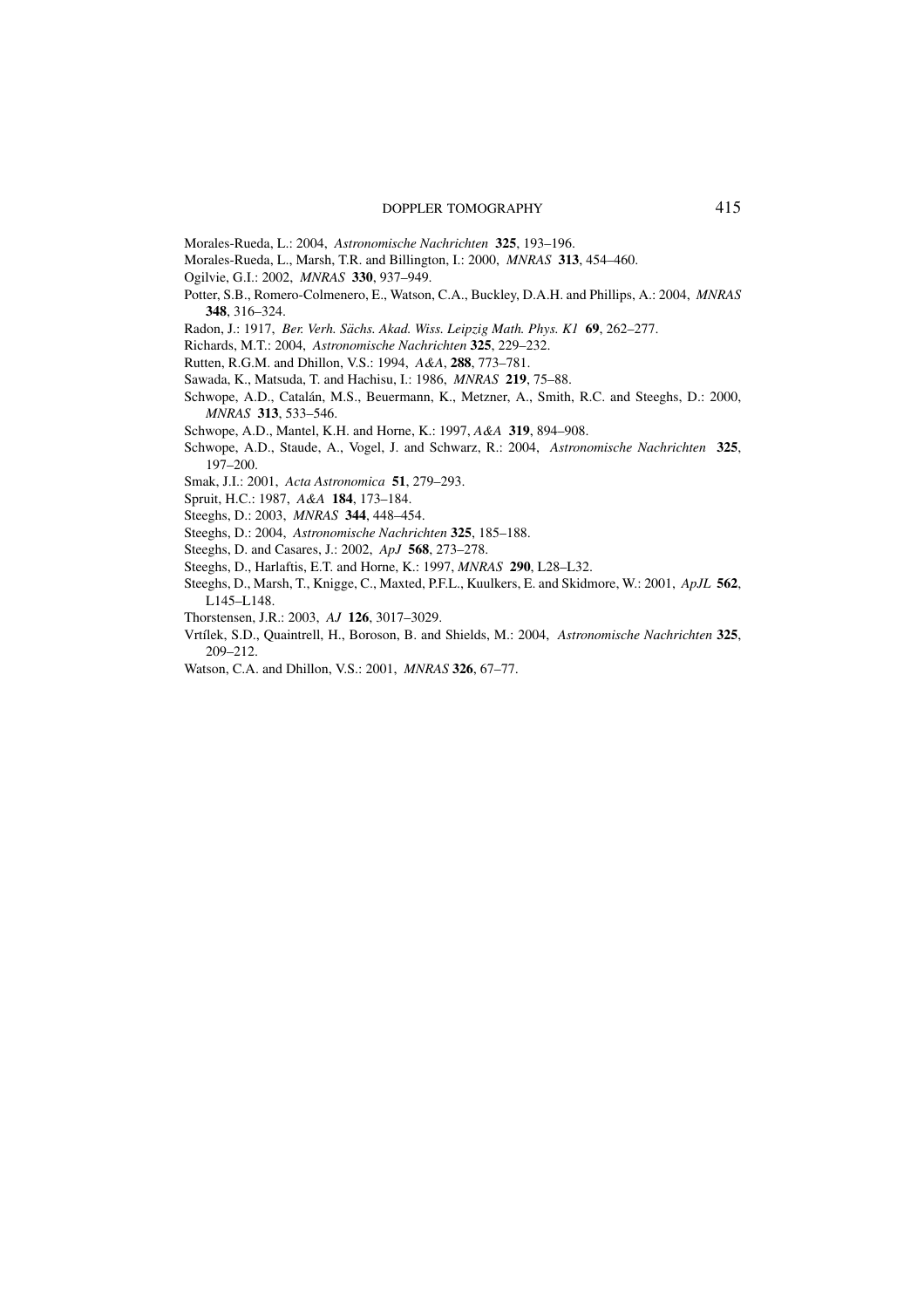Morales-Rueda, L.: 2004, *Astronomische Nachrichten* **325**, 193–196.

Morales-Rueda, L., Marsh, T.R. and Billington, I.: 2000, *MNRAS* **313**, 454–460.

Ogilvie, G.I.: 2002, *MNRAS* **330**, 937–949.

Potter, S.B., Romero-Colmenero, E., Watson, C.A., Buckley, D.A.H. and Phillips, A.: 2004, *MNRAS* **348**, 316–324.

Radon, J.: 1917, *Ber. Verh. Sächs. Akad. Wiss. Leipzig Math. Phys. Kl* **69**, 262–277.

Richards, M.T.: 2004, *Astronomische Nachrichten* **325**, 229–232.

Rutten, R.G.M. and Dhillon, V.S.: 1994, *A&A*, **288**, 773–781.

Sawada, K., Matsuda, T. and Hachisu, I.: 1986, *MNRAS* **219**, 75–88.

Schwope, A.D., Catalán, M.S., Beuermann, K., Metzner, A., Smith, R.C. and Steeghs, D.: 2000, *MNRAS* **313**, 533–546.

Schwope, A.D., Mantel, K.H. and Horne, K.: 1997, *A&A* **319**, 894–908.

Schwope, A.D., Staude, A., Vogel, J. and Schwarz, R.: 2004, *Astronomische Nachrichten* **325**, 197–200.

Smak, J.I.: 2001, *Acta Astronomica* **51**, 279–293.

Spruit, H.C.: 1987, *A&A* **184**, 173–184.

Steeghs, D.: 2003, *MNRAS* **344**, 448–454.

Steeghs, D.: 2004, *Astronomische Nachrichten* **325**, 185–188.

Steeghs, D. and Casares, J.: 2002, *ApJ* **568**, 273–278.

Steeghs, D., Harlaftis, E.T. and Horne, K.: 1997, *MNRAS* **290**, L28–L32.

Steeghs, D., Marsh, T., Knigge, C., Maxted, P.F.L., Kuulkers, E. and Skidmore, W.: 2001, *ApJL* **562**, L145–L148.

Thorstensen, J.R.: 2003, *AJ* **126**, 3017–3029.

Vrtílek, S.D., Quaintrell, H., Boroson, B. and Shields, M.: 2004, *Astronomische Nachrichten* **325**, 209–212.

Watson, C.A. and Dhillon, V.S.: 2001, *MNRAS* **326**, 67–77.